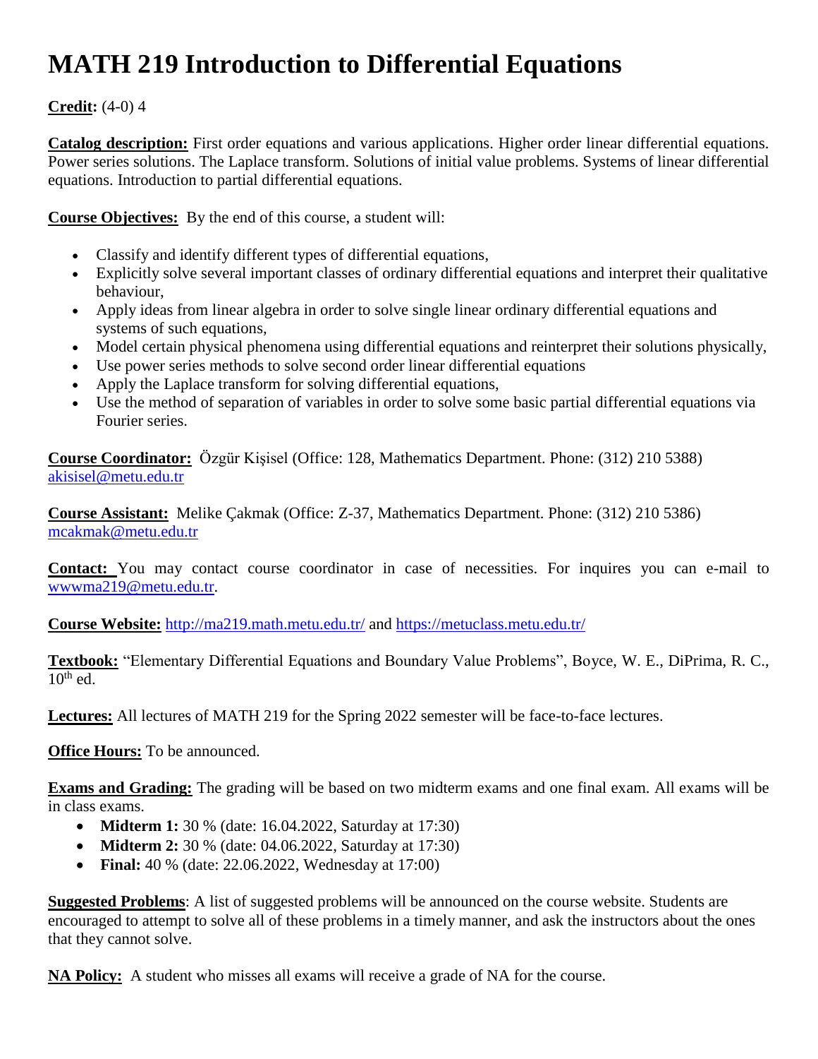# MATH 219 Introduction to Differential Equations

**Credit:** (4-0) 4

**Catalog description:** First order equations and various applications. Higher order linear differential equations. Power series solutions. The Laplace transform. Solutions of initial value problems. Systems of linear differential equations. Introduction to partial differential equations.

**Course Objectives:** By the end of this course, a student will:

- Classify and identify different types of differential equations,
- Explicitly solve several important classes of ordinary differential equations and interpret their qualitative behaviour,
- Apply ideas from linear algebra in order to solve single linear ordinary differential equations and systems of such equations,
- Model certain physical phenomena using differential equations and reinterpret their solutions physically,
- Use power series methods to solve second order linear differential equations
- Apply the Laplace transform for solving differential equations,
- Use the method of separation of variables in order to solve some basic partial differential equations via Fourier series.

**Course Coordinator:** Özgür Kişisel (Office: 128, Mathematics Department. Phone: (312) 210 5388) akisisel@metu.edu.tr

**Course Assistant:** Melike Çakmak (Office: Z-37, Mathematics Department. Phone: (312) 210 5386) mcakmak@metu.edu.tr

**Contact:** You may contact course coordinator in case of necessities. For inquires you can e-mail to wwwma219@metu.edu.tr.

**Course Website:** http://ma219.math.metu.edu.tr/ and https://metuclass.metu.edu.tr/

**Textbook:** "Elementary Differential Equations and Boundary Value Problems", Boyce, W. E., DiPrima, R. C., 10th ed.

**Lectures:** All lectures of MATH 219 for the Spring 2022 semester will be face-to-face lectures.

**Office Hours:** To be announced.

**Exams and Grading:** The grading will be based on two midterm exams and one final exam. All exams will be in class exams.

- **Midterm 1:** 30 % (date: 16.04.2022, Saturday at 17:30)
- **Midterm 2:** 30 % (date: 04.06.2022, Saturday at 17:30)
- **Final:** 40 % (date: 22.06.2022, Wednesday at 17:00)

**Suggested Problems**: A list of suggested problems will be announced on the course website. Students are encouraged to attempt to solve all of these problems in a timely manner, and ask the instructors about the ones that they cannot solve.

**NA Policy:** A student who misses all exams will receive a grade of NA for the course.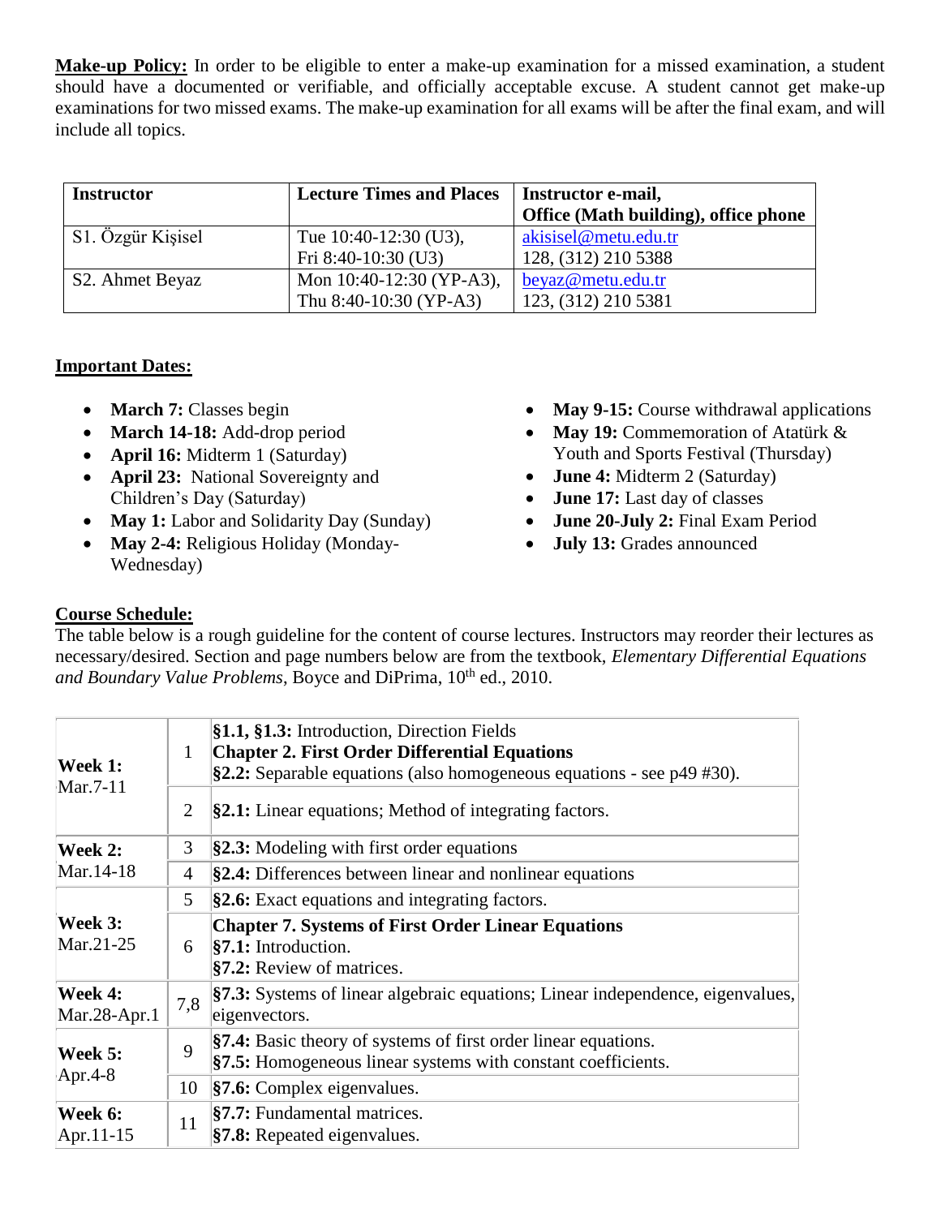**Make-up Policy:** In order to be eligible to enter a make-up examination for a missed examination, a student should have a documented or verifiable, and officially acceptable excuse. A student cannot get make-up examinations for two missed exams. The make-up examination for all exams will be after the final exam, and will include all topics.

| Instructor | Lecture Times and Places | Instructor e-mail, Office (Math building), office phone |
| --- | --- | --- |
| S1. Özgür Kişisel | Tue 10:40-12:30 (U3), Fri 8:40-10:30 (U3) | akisisel@metu.edu.tr 128, (312) 210 5388 |
| S2. Ahmet Beyaz | Mon 10:40-12:30 (YP-A3), Thu 8:40-10:30 (YP-A3) | beyaz@metu.edu.tr 123, (312) 210 5381 |

**Important Dates:**

- **March 7:** Classes begin
- **March 14-18:** Add-drop period
- **April 16:** Midterm 1 (Saturday)
- **April 23:** National Sovereignty and Children's Day (Saturday)
- **May 1:** Labor and Solidarity Day (Sunday)
- **May 2-4:** Religious Holiday (Monday-Wednesday)
- **May 9-15:** Course withdrawal applications
- **May 19:** Commemoration of Atatürk & Youth and Sports Festival (Thursday)
- **June 4:** Midterm 2 (Saturday)
- **June 17:** Last day of classes
- **June 20-July 2:** Final Exam Period
- **July 13:** Grades announced

**Course Schedule:**

The table below is a rough guideline for the content of course lectures. Instructors may reorder their lectures as necessary/desired. Section and page numbers below are from the textbook, *Elementary Differential Equations and Boundary Value Problems*, Boyce and DiPrima, 10th ed., 2010.

| Week | Lecture | Content |
| --- | --- | --- |
| **Week 1:** Mar.7-11 | 1 | **§1.1, §1.3:** Introduction, Direction Fields **Chapter 2. First Order Differential Equations** **§2.2:** Separable equations (also homogeneous equations - see p49 #30). |
| | 2 | **§2.1:** Linear equations; Method of integrating factors. |
| **Week 2:** Mar.14-18 | 3 | **§2.3:** Modeling with first order equations |
| | 4 | **§2.4:** Differences between linear and nonlinear equations |
| **Week 3:** Mar.21-25 | 5 | **§2.6:** Exact equations and integrating factors. |
| | 6 | **Chapter 7. Systems of First Order Linear Equations** **§7.1:** Introduction. **§7.2:** Review of matrices. |
| **Week 4:** Mar.28-Apr.1 | 7,8 | **§7.3:** Systems of linear algebraic equations; Linear independence, eigenvalues, eigenvectors. |
| **Week 5:** Apr.4-8 | 9 | **§7.4:** Basic theory of systems of first order linear equations. **§7.5:** Homogeneous linear systems with constant coefficients. |
| | 10 | **§7.6:** Complex eigenvalues. |
| **Week 6:** Apr.11-15 | 11 | **§7.7:** Fundamental matrices. **§7.8:** Repeated eigenvalues. |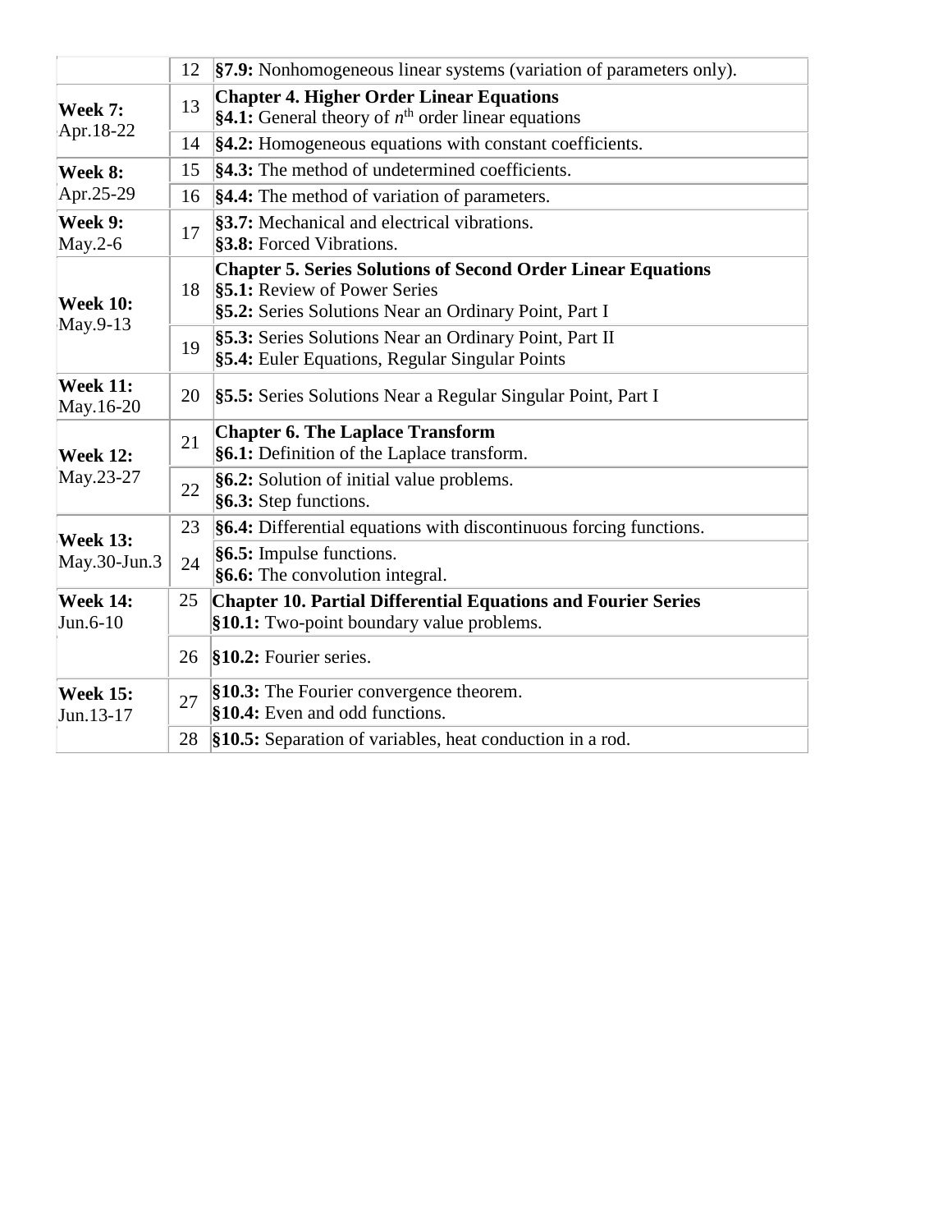| | | |
|---|---|---|
| | 12 | **§7.9:** Nonhomogeneous linear systems (variation of parameters only). |
| **Week 7:** Apr.18-22 | 13 | **Chapter 4. Higher Order Linear Equations** **§4.1:** General theory of $n^{th}$ order linear equations |
| | 14 | **§4.2:** Homogeneous equations with constant coefficients. |
| **Week 8:** Apr.25-29 | 15 | **§4.3:** The method of undetermined coefficients. |
| | 16 | **§4.4:** The method of variation of parameters. |
| **Week 9:** May.2-6 | 17 | **§3.7:** Mechanical and electrical vibrations. **§3.8:** Forced Vibrations. |
| **Week 10:** May.9-13 | 18 | **Chapter 5. Series Solutions of Second Order Linear Equations** **§5.1:** Review of Power Series **§5.2:** Series Solutions Near an Ordinary Point, Part I |
| | 19 | **§5.3:** Series Solutions Near an Ordinary Point, Part II **§5.4:** Euler Equations, Regular Singular Points |
| **Week 11:** May.16-20 | 20 | **§5.5:** Series Solutions Near a Regular Singular Point, Part I |
| **Week 12:** May.23-27 | 21 | **Chapter 6. The Laplace Transform** **§6.1:** Definition of the Laplace transform. |
| | 22 | **§6.2:** Solution of initial value problems. **§6.3:** Step functions. |
| **Week 13:** May.30-Jun.3 | 23 | **§6.4:** Differential equations with discontinuous forcing functions. |
| | 24 | **§6.5:** Impulse functions. **§6.6:** The convolution integral. |
| **Week 14:** Jun.6-10 | 25 | **Chapter 10. Partial Differential Equations and Fourier Series** **§10.1:** Two-point boundary value problems. |
| | 26 | **§10.2:** Fourier series. |
| **Week 15:** Jun.13-17 | 27 | **§10.3:** The Fourier convergence theorem. **§10.4:** Even and odd functions. |
| | 28 | **§10.5:** Separation of variables, heat conduction in a rod. |